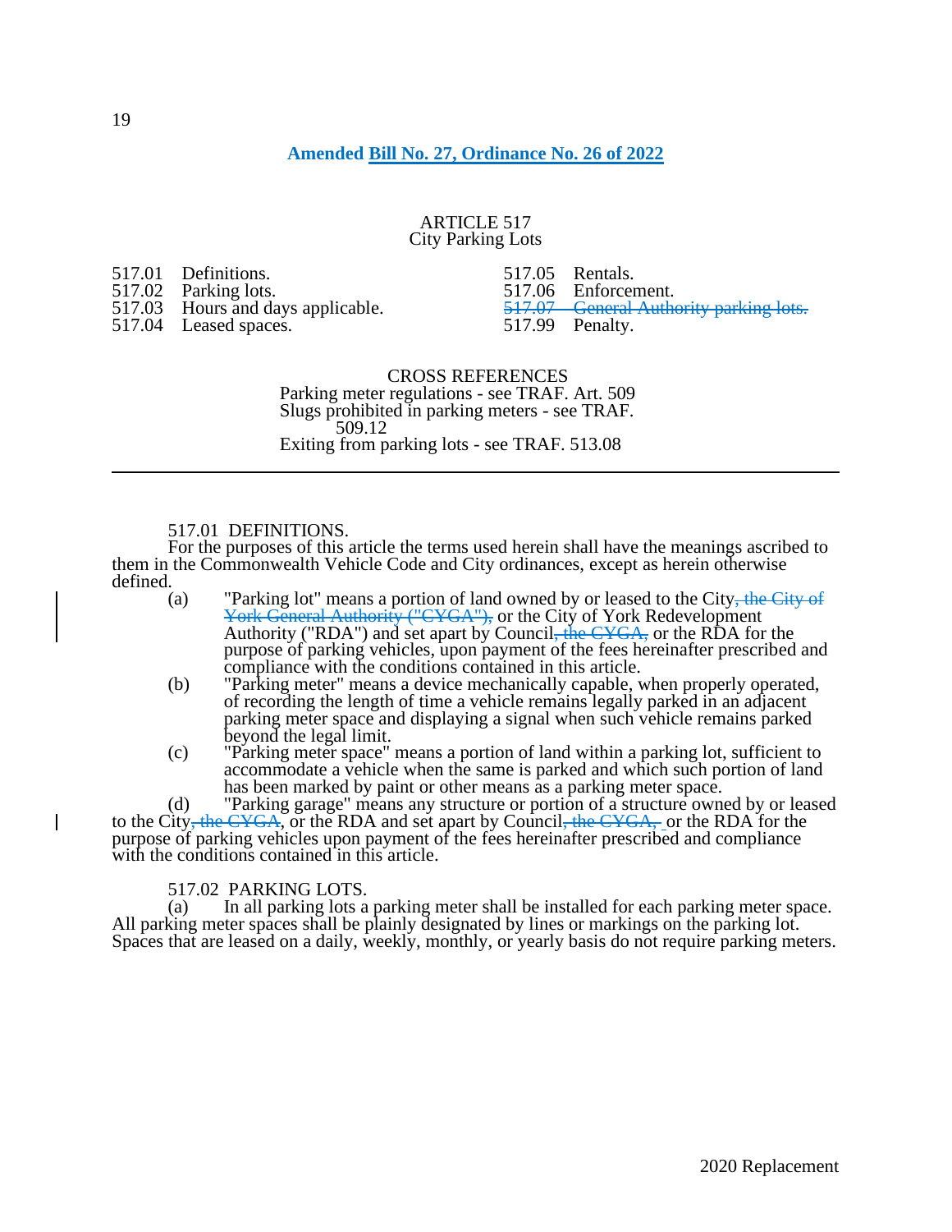**Amended Bill No. 27, Ordinance No. 26 of 2022**

ARTICLE 517
City Parking Lots

517.01 Definitions.
517.02 Parking lots.
517.03 Hours and days applicable.
517.04 Leased spaces.
517.05 Rentals.
517.06 Enforcement.
~~517.07 General Authority parking lots.~~
517.99 Penalty.

CROSS REFERENCES
Parking meter regulations - see TRAF. Art. 509
Slugs prohibited in parking meters - see TRAF. 509.12
Exiting from parking lots - see TRAF. 513.08

---

517.01 DEFINITIONS.

For the purposes of this article the terms used herein shall have the meanings ascribed to them in the Commonwealth Vehicle Code and City ordinances, except as herein otherwise defined.

(a) "Parking lot" means a portion of land owned by or leased to the City~~, the City of York General Authority ("CYGA"),~~ or the City of York Redevelopment Authority ("RDA") and set apart by Council~~, the CYGA,~~ or the RDA for the purpose of parking vehicles, upon payment of the fees hereinafter prescribed and compliance with the conditions contained in this article.

(b) "Parking meter" means a device mechanically capable, when properly operated, of recording the length of time a vehicle remains legally parked in an adjacent parking meter space and displaying a signal when such vehicle remains parked beyond the legal limit.

(c) "Parking meter space" means a portion of land within a parking lot, sufficient to accommodate a vehicle when the same is parked and which such portion of land has been marked by paint or other means as a parking meter space.

(d) "Parking garage" means any structure or portion of a structure owned by or leased to the City~~, the CYGA~~, or the RDA and set apart by Council~~, the CYGA,~~ or the RDA for the purpose of parking vehicles upon payment of the fees hereinafter prescribed and compliance with the conditions contained in this article.

517.02 PARKING LOTS.

(a) In all parking lots a parking meter shall be installed for each parking meter space. All parking meter spaces shall be plainly designated by lines or markings on the parking lot. Spaces that are leased on a daily, weekly, monthly, or yearly basis do not require parking meters.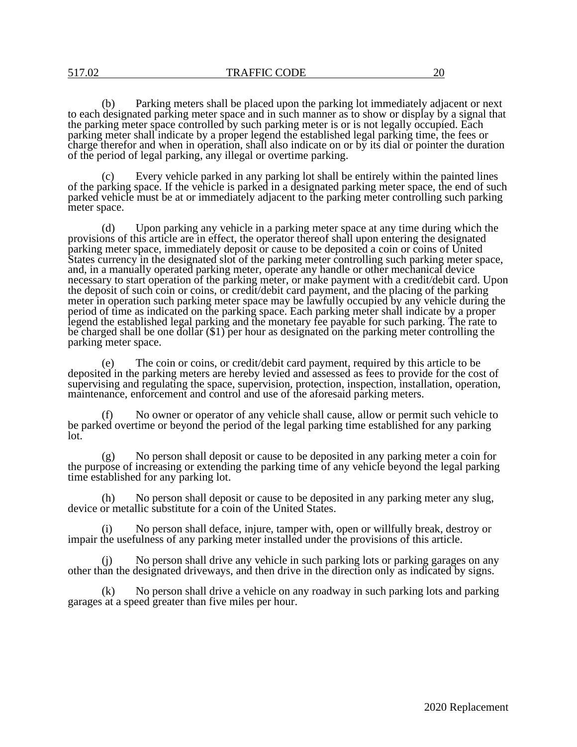(b) Parking meters shall be placed upon the parking lot immediately adjacent or next to each designated parking meter space and in such manner as to show or display by a signal that the parking meter space controlled by such parking meter is or is not legally occupied. Each parking meter shall indicate by a proper legend the established legal parking time, the fees or charge therefor and when in operation, shall also indicate on or by its dial or pointer the duration of the period of legal parking, any illegal or overtime parking.

(c) Every vehicle parked in any parking lot shall be entirely within the painted lines of the parking space. If the vehicle is parked in a designated parking meter space, the end of such parked vehicle must be at or immediately adjacent to the parking meter controlling such parking meter space.

(d) Upon parking any vehicle in a parking meter space at any time during which the provisions of this article are in effect, the operator thereof shall upon entering the designated parking meter space, immediately deposit or cause to be deposited a coin or coins of United States currency in the designated slot of the parking meter controlling such parking meter space, and, in a manually operated parking meter, operate any handle or other mechanical device necessary to start operation of the parking meter, or make payment with a credit/debit card. Upon the deposit of such coin or coins, or credit/debit card payment, and the placing of the parking meter in operation such parking meter space may be lawfully occupied by any vehicle during the period of time as indicated on the parking space. Each parking meter shall indicate by a proper legend the established legal parking and the monetary fee payable for such parking. The rate to be charged shall be one dollar ($1) per hour as designated on the parking meter controlling the parking meter space.

(e) The coin or coins, or credit/debit card payment, required by this article to be deposited in the parking meters are hereby levied and assessed as fees to provide for the cost of supervising and regulating the space, supervision, protection, inspection, installation, operation, maintenance, enforcement and control and use of the aforesaid parking meters.

(f) No owner or operator of any vehicle shall cause, allow or permit such vehicle to be parked overtime or beyond the period of the legal parking time established for any parking lot.

(g) No person shall deposit or cause to be deposited in any parking meter a coin for the purpose of increasing or extending the parking time of any vehicle beyond the legal parking time established for any parking lot.

(h) No person shall deposit or cause to be deposited in any parking meter any slug, device or metallic substitute for a coin of the United States.

(i) No person shall deface, injure, tamper with, open or willfully break, destroy or impair the usefulness of any parking meter installed under the provisions of this article.

(j) No person shall drive any vehicle in such parking lots or parking garages on any other than the designated driveways, and then drive in the direction only as indicated by signs.

(k) No person shall drive a vehicle on any roadway in such parking lots and parking garages at a speed greater than five miles per hour.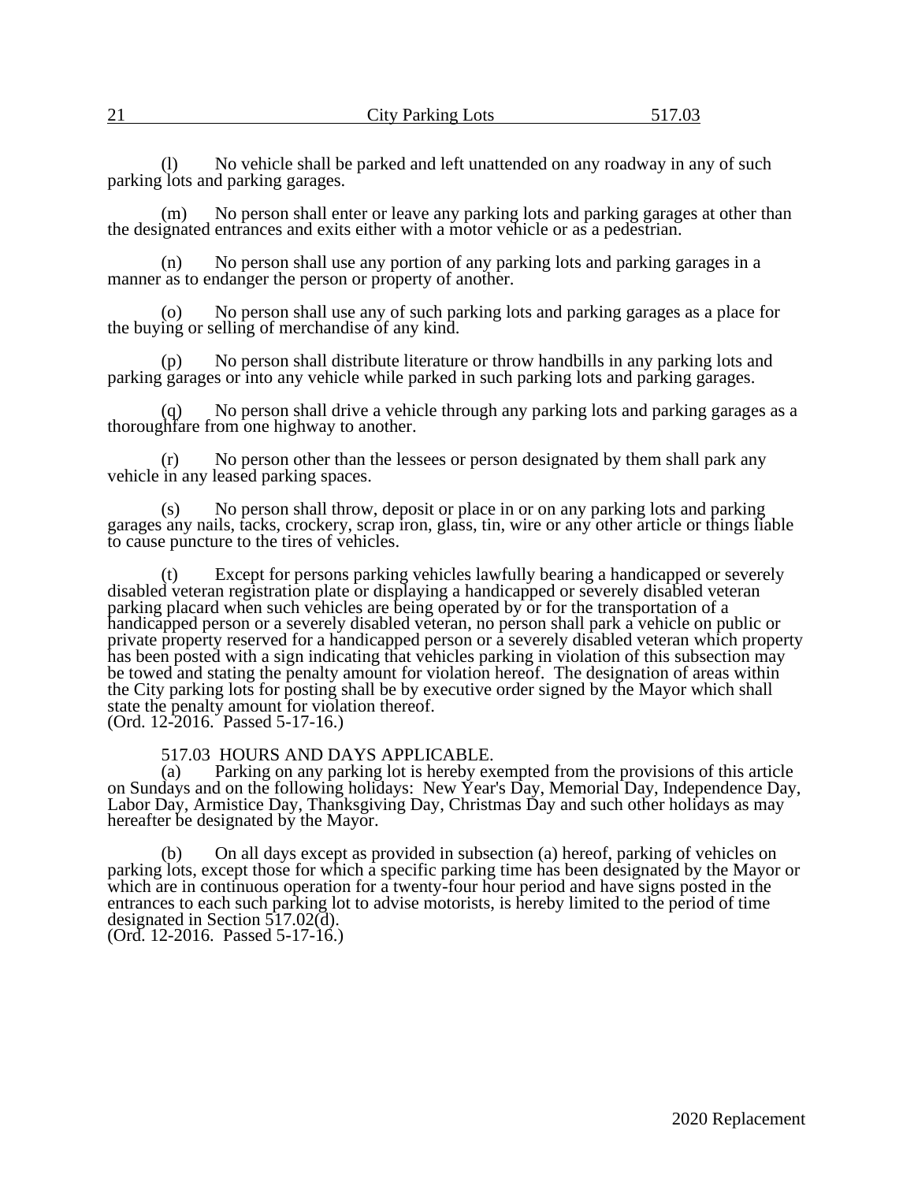(l) No vehicle shall be parked and left unattended on any roadway in any of such parking lots and parking garages.

(m) No person shall enter or leave any parking lots and parking garages at other than the designated entrances and exits either with a motor vehicle or as a pedestrian.

(n) No person shall use any portion of any parking lots and parking garages in a manner as to endanger the person or property of another.

(o) No person shall use any of such parking lots and parking garages as a place for the buying or selling of merchandise of any kind.

(p) No person shall distribute literature or throw handbills in any parking lots and parking garages or into any vehicle while parked in such parking lots and parking garages.

(q) No person shall drive a vehicle through any parking lots and parking garages as a thoroughfare from one highway to another.

(r) No person other than the lessees or person designated by them shall park any vehicle in any leased parking spaces.

(s) No person shall throw, deposit or place in or on any parking lots and parking garages any nails, tacks, crockery, scrap iron, glass, tin, wire or any other article or things liable to cause puncture to the tires of vehicles.

(t) Except for persons parking vehicles lawfully bearing a handicapped or severely disabled veteran registration plate or displaying a handicapped or severely disabled veteran parking placard when such vehicles are being operated by or for the transportation of a handicapped person or a severely disabled veteran, no person shall park a vehicle on public or private property reserved for a handicapped person or a severely disabled veteran which property has been posted with a sign indicating that vehicles parking in violation of this subsection may be towed and stating the penalty amount for violation hereof. The designation of areas within the City parking lots for posting shall be by executive order signed by the Mayor which shall state the penalty amount for violation thereof.
(Ord. 12-2016. Passed 5-17-16.)

## 517.03 HOURS AND DAYS APPLICABLE.

(a) Parking on any parking lot is hereby exempted from the provisions of this article on Sundays and on the following holidays: New Year's Day, Memorial Day, Independence Day, Labor Day, Armistice Day, Thanksgiving Day, Christmas Day and such other holidays as may hereafter be designated by the Mayor.

(b) On all days except as provided in subsection (a) hereof, parking of vehicles on parking lots, except those for which a specific parking time has been designated by the Mayor or which are in continuous operation for a twenty-four hour period and have signs posted in the entrances to each such parking lot to advise motorists, is hereby limited to the period of time designated in Section 517.02(d).
(Ord. 12-2016. Passed 5-17-16.)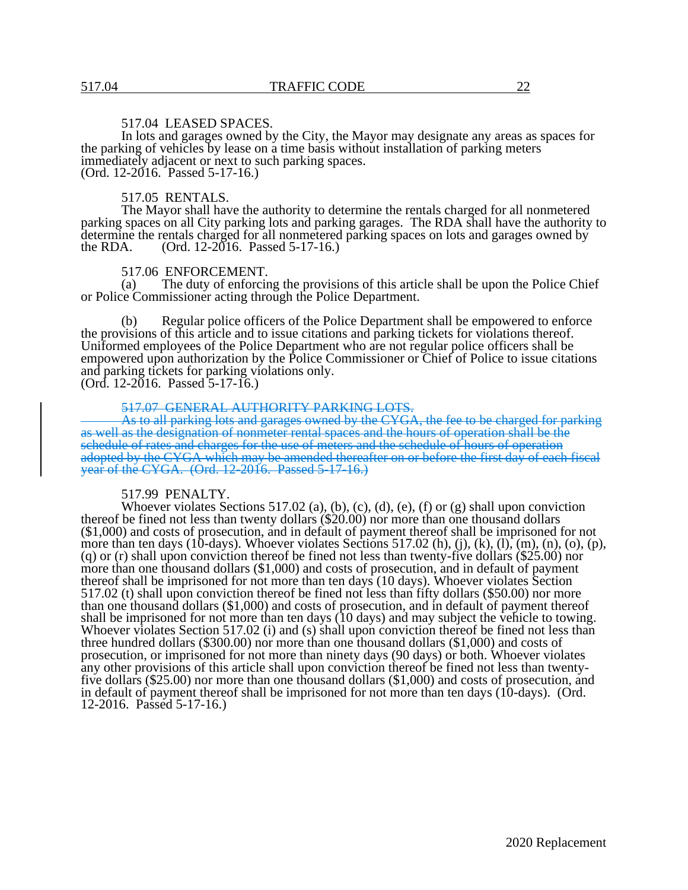517.04 LEASED SPACES.

In lots and garages owned by the City, the Mayor may designate any areas as spaces for the parking of vehicles by lease on a time basis without installation of parking meters immediately adjacent or next to such parking spaces.
(Ord. 12-2016. Passed 5-17-16.)

517.05 RENTALS.

The Mayor shall have the authority to determine the rentals charged for all nonmetered parking spaces on all City parking lots and parking garages. The RDA shall have the authority to determine the rentals charged for all nonmetered parking spaces on lots and garages owned by the RDA. (Ord. 12-2016. Passed 5-17-16.)

517.06 ENFORCEMENT.

(a) The duty of enforcing the provisions of this article shall be upon the Police Chief or Police Commissioner acting through the Police Department.

(b) Regular police officers of the Police Department shall be empowered to enforce the provisions of this article and to issue citations and parking tickets for violations thereof. Uniformed employees of the Police Department who are not regular police officers shall be empowered upon authorization by the Police Commissioner or Chief of Police to issue citations and parking tickets for parking violations only.
(Ord. 12-2016. Passed 5-17-16.)

~~517.07 GENERAL AUTHORITY PARKING LOTS.~~

~~As to all parking lots and garages owned by the CYGA, the fee to be charged for parking as well as the designation of nonmeter rental spaces and the hours of operation shall be the schedule of rates and charges for the use of meters and the schedule of hours of operation adopted by the CYGA which may be amended thereafter on or before the first day of each fiscal year of the CYGA. (Ord. 12-2016. Passed 5-17-16.)~~

517.99 PENALTY.

Whoever violates Sections 517.02 (a), (b), (c), (d), (e), (f) or (g) shall upon conviction thereof be fined not less than twenty dollars ($20.00) nor more than one thousand dollars ($1,000) and costs of prosecution, and in default of payment thereof shall be imprisoned for not more than ten days (10-days). Whoever violates Sections 517.02 (h), (j), (k), (l), (m), (n), (o), (p), (q) or (r) shall upon conviction thereof be fined not less than twenty-five dollars ($25.00) nor more than one thousand dollars ($1,000) and costs of prosecution, and in default of payment thereof shall be imprisoned for not more than ten days (10 days). Whoever violates Section 517.02 (t) shall upon conviction thereof be fined not less than fifty dollars ($50.00) nor more than one thousand dollars ($1,000) and costs of prosecution, and in default of payment thereof shall be imprisoned for not more than ten days (10 days) and may subject the vehicle to towing. Whoever violates Section 517.02 (i) and (s) shall upon conviction thereof be fined not less than three hundred dollars ($300.00) nor more than one thousand dollars ($1,000) and costs of prosecution, or imprisoned for not more than ninety days (90 days) or both. Whoever violates any other provisions of this article shall upon conviction thereof be fined not less than twenty-five dollars ($25.00) nor more than one thousand dollars ($1,000) and costs of prosecution, and in default of payment thereof shall be imprisoned for not more than ten days (10-days). (Ord. 12-2016. Passed 5-17-16.)